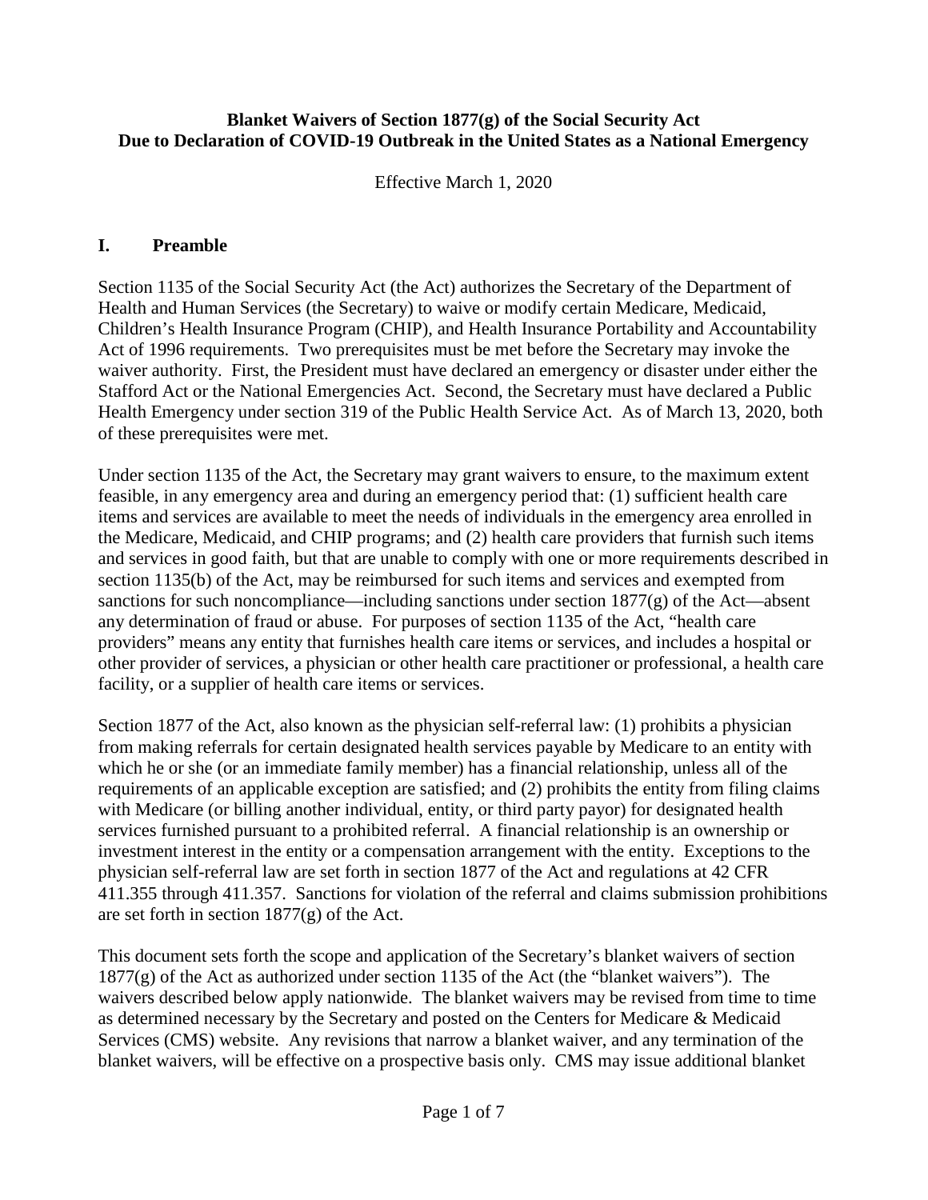**Blanket Waivers of Section 1877(g) of the Social Security Act**
**Due to Declaration of COVID-19 Outbreak in the United States as a National Emergency**

Effective March 1, 2020

## I. Preamble

Section 1135 of the Social Security Act (the Act) authorizes the Secretary of the Department of Health and Human Services (the Secretary) to waive or modify certain Medicare, Medicaid, Children's Health Insurance Program (CHIP), and Health Insurance Portability and Accountability Act of 1996 requirements. Two prerequisites must be met before the Secretary may invoke the waiver authority. First, the President must have declared an emergency or disaster under either the Stafford Act or the National Emergencies Act. Second, the Secretary must have declared a Public Health Emergency under section 319 of the Public Health Service Act. As of March 13, 2020, both of these prerequisites were met.

Under section 1135 of the Act, the Secretary may grant waivers to ensure, to the maximum extent feasible, in any emergency area and during an emergency period that: (1) sufficient health care items and services are available to meet the needs of individuals in the emergency area enrolled in the Medicare, Medicaid, and CHIP programs; and (2) health care providers that furnish such items and services in good faith, but that are unable to comply with one or more requirements described in section 1135(b) of the Act, may be reimbursed for such items and services and exempted from sanctions for such noncompliance—including sanctions under section 1877(g) of the Act—absent any determination of fraud or abuse. For purposes of section 1135 of the Act, "health care providers" means any entity that furnishes health care items or services, and includes a hospital or other provider of services, a physician or other health care practitioner or professional, a health care facility, or a supplier of health care items or services.

Section 1877 of the Act, also known as the physician self-referral law: (1) prohibits a physician from making referrals for certain designated health services payable by Medicare to an entity with which he or she (or an immediate family member) has a financial relationship, unless all of the requirements of an applicable exception are satisfied; and (2) prohibits the entity from filing claims with Medicare (or billing another individual, entity, or third party payor) for designated health services furnished pursuant to a prohibited referral. A financial relationship is an ownership or investment interest in the entity or a compensation arrangement with the entity. Exceptions to the physician self-referral law are set forth in section 1877 of the Act and regulations at 42 CFR 411.355 through 411.357. Sanctions for violation of the referral and claims submission prohibitions are set forth in section 1877(g) of the Act.

This document sets forth the scope and application of the Secretary's blanket waivers of section 1877(g) of the Act as authorized under section 1135 of the Act (the "blanket waivers"). The waivers described below apply nationwide. The blanket waivers may be revised from time to time as determined necessary by the Secretary and posted on the Centers for Medicare & Medicaid Services (CMS) website. Any revisions that narrow a blanket waiver, and any termination of the blanket waivers, will be effective on a prospective basis only. CMS may issue additional blanket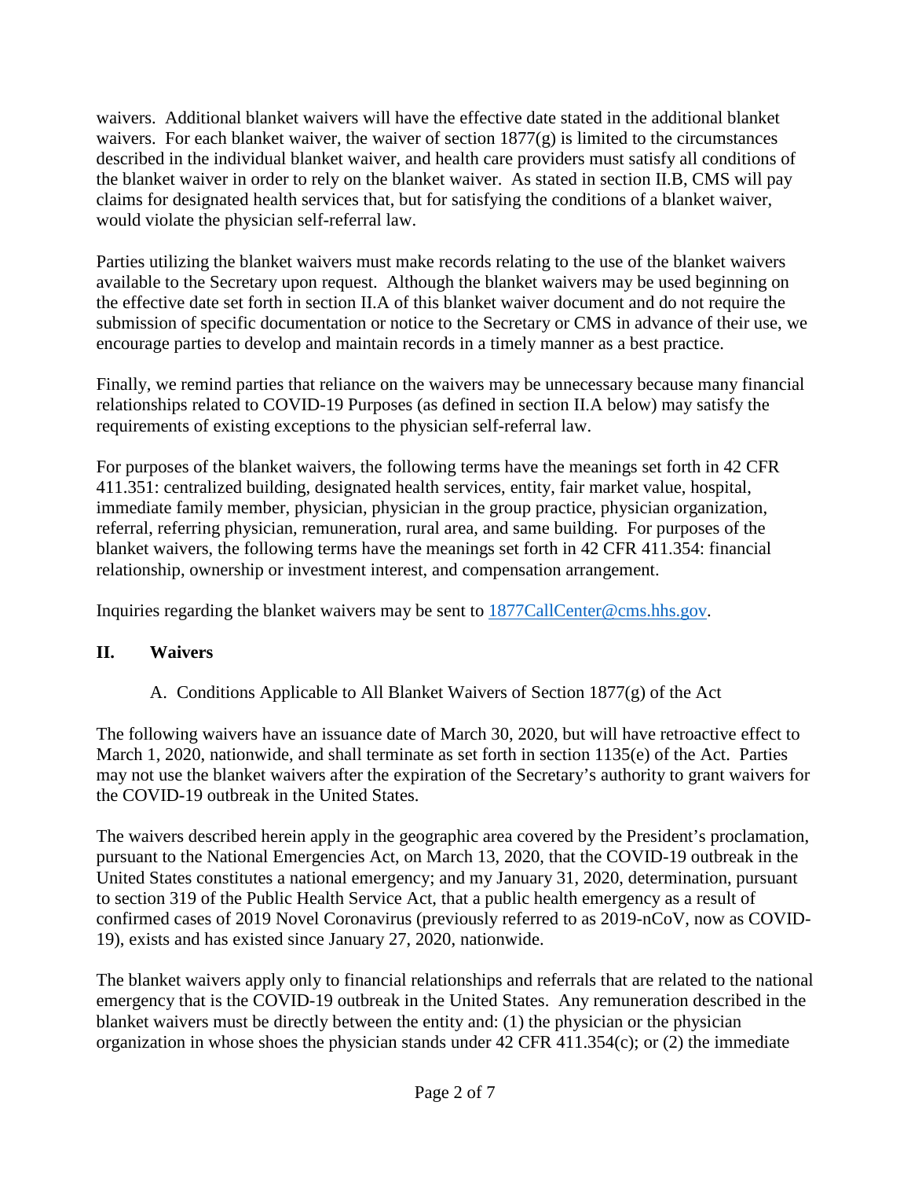waivers. Additional blanket waivers will have the effective date stated in the additional blanket waivers. For each blanket waiver, the waiver of section 1877(g) is limited to the circumstances described in the individual blanket waiver, and health care providers must satisfy all conditions of the blanket waiver in order to rely on the blanket waiver. As stated in section II.B, CMS will pay claims for designated health services that, but for satisfying the conditions of a blanket waiver, would violate the physician self-referral law.

Parties utilizing the blanket waivers must make records relating to the use of the blanket waivers available to the Secretary upon request. Although the blanket waivers may be used beginning on the effective date set forth in section II.A of this blanket waiver document and do not require the submission of specific documentation or notice to the Secretary or CMS in advance of their use, we encourage parties to develop and maintain records in a timely manner as a best practice.

Finally, we remind parties that reliance on the waivers may be unnecessary because many financial relationships related to COVID-19 Purposes (as defined in section II.A below) may satisfy the requirements of existing exceptions to the physician self-referral law.

For purposes of the blanket waivers, the following terms have the meanings set forth in 42 CFR 411.351: centralized building, designated health services, entity, fair market value, hospital, immediate family member, physician, physician in the group practice, physician organization, referral, referring physician, remuneration, rural area, and same building. For purposes of the blanket waivers, the following terms have the meanings set forth in 42 CFR 411.354: financial relationship, ownership or investment interest, and compensation arrangement.

Inquiries regarding the blanket waivers may be sent to [1877CallCenter@cms.hhs.gov](mailto:1877CallCenter@cms.hhs.gov).

## II. Waivers

### A. Conditions Applicable to All Blanket Waivers of Section 1877(g) of the Act

The following waivers have an issuance date of March 30, 2020, but will have retroactive effect to March 1, 2020, nationwide, and shall terminate as set forth in section 1135(e) of the Act. Parties may not use the blanket waivers after the expiration of the Secretary's authority to grant waivers for the COVID-19 outbreak in the United States.

The waivers described herein apply in the geographic area covered by the President's proclamation, pursuant to the National Emergencies Act, on March 13, 2020, that the COVID-19 outbreak in the United States constitutes a national emergency; and my January 31, 2020, determination, pursuant to section 319 of the Public Health Service Act, that a public health emergency as a result of confirmed cases of 2019 Novel Coronavirus (previously referred to as 2019-nCoV, now as COVID-19), exists and has existed since January 27, 2020, nationwide.

The blanket waivers apply only to financial relationships and referrals that are related to the national emergency that is the COVID-19 outbreak in the United States. Any remuneration described in the blanket waivers must be directly between the entity and: (1) the physician or the physician organization in whose shoes the physician stands under 42 CFR 411.354(c); or (2) the immediate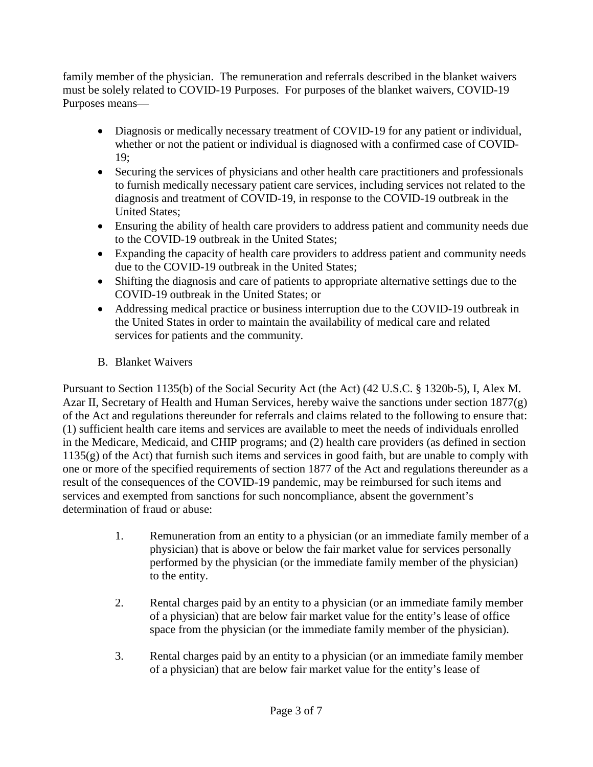family member of the physician. The remuneration and referrals described in the blanket waivers must be solely related to COVID-19 Purposes. For purposes of the blanket waivers, COVID-19 Purposes means—

- Diagnosis or medically necessary treatment of COVID-19 for any patient or individual, whether or not the patient or individual is diagnosed with a confirmed case of COVID-19;
- Securing the services of physicians and other health care practitioners and professionals to furnish medically necessary patient care services, including services not related to the diagnosis and treatment of COVID-19, in response to the COVID-19 outbreak in the United States;
- Ensuring the ability of health care providers to address patient and community needs due to the COVID-19 outbreak in the United States;
- Expanding the capacity of health care providers to address patient and community needs due to the COVID-19 outbreak in the United States;
- Shifting the diagnosis and care of patients to appropriate alternative settings due to the COVID-19 outbreak in the United States; or
- Addressing medical practice or business interruption due to the COVID-19 outbreak in the United States in order to maintain the availability of medical care and related services for patients and the community.

B. Blanket Waivers

Pursuant to Section 1135(b) of the Social Security Act (the Act) (42 U.S.C. § 1320b-5), I, Alex M. Azar II, Secretary of Health and Human Services, hereby waive the sanctions under section 1877(g) of the Act and regulations thereunder for referrals and claims related to the following to ensure that: (1) sufficient health care items and services are available to meet the needs of individuals enrolled in the Medicare, Medicaid, and CHIP programs; and (2) health care providers (as defined in section 1135(g) of the Act) that furnish such items and services in good faith, but are unable to comply with one or more of the specified requirements of section 1877 of the Act and regulations thereunder as a result of the consequences of the COVID-19 pandemic, may be reimbursed for such items and services and exempted from sanctions for such noncompliance, absent the government's determination of fraud or abuse:

1. Remuneration from an entity to a physician (or an immediate family member of a physician) that is above or below the fair market value for services personally performed by the physician (or the immediate family member of the physician) to the entity.

2. Rental charges paid by an entity to a physician (or an immediate family member of a physician) that are below fair market value for the entity's lease of office space from the physician (or the immediate family member of the physician).

3. Rental charges paid by an entity to a physician (or an immediate family member of a physician) that are below fair market value for the entity's lease of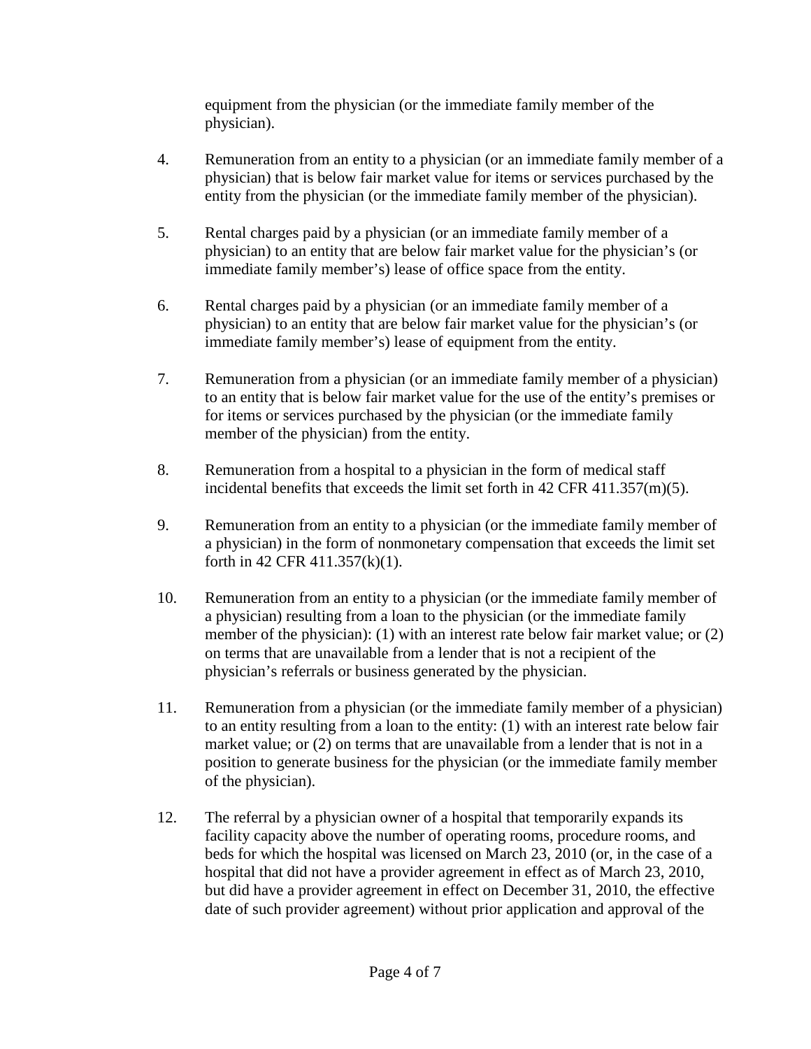equipment from the physician (or the immediate family member of the physician).

4. Remuneration from an entity to a physician (or an immediate family member of a physician) that is below fair market value for items or services purchased by the entity from the physician (or the immediate family member of the physician).

5. Rental charges paid by a physician (or an immediate family member of a physician) to an entity that are below fair market value for the physician's (or immediate family member's) lease of office space from the entity.

6. Rental charges paid by a physician (or an immediate family member of a physician) to an entity that are below fair market value for the physician's (or immediate family member's) lease of equipment from the entity.

7. Remuneration from a physician (or an immediate family member of a physician) to an entity that is below fair market value for the use of the entity's premises or for items or services purchased by the physician (or the immediate family member of the physician) from the entity.

8. Remuneration from a hospital to a physician in the form of medical staff incidental benefits that exceeds the limit set forth in 42 CFR 411.357(m)(5).

9. Remuneration from an entity to a physician (or the immediate family member of a physician) in the form of nonmonetary compensation that exceeds the limit set forth in 42 CFR 411.357(k)(1).

10. Remuneration from an entity to a physician (or the immediate family member of a physician) resulting from a loan to the physician (or the immediate family member of the physician): (1) with an interest rate below fair market value; or (2) on terms that are unavailable from a lender that is not a recipient of the physician's referrals or business generated by the physician.

11. Remuneration from a physician (or the immediate family member of a physician) to an entity resulting from a loan to the entity: (1) with an interest rate below fair market value; or (2) on terms that are unavailable from a lender that is not in a position to generate business for the physician (or the immediate family member of the physician).

12. The referral by a physician owner of a hospital that temporarily expands its facility capacity above the number of operating rooms, procedure rooms, and beds for which the hospital was licensed on March 23, 2010 (or, in the case of a hospital that did not have a provider agreement in effect as of March 23, 2010, but did have a provider agreement in effect on December 31, 2010, the effective date of such provider agreement) without prior application and approval of the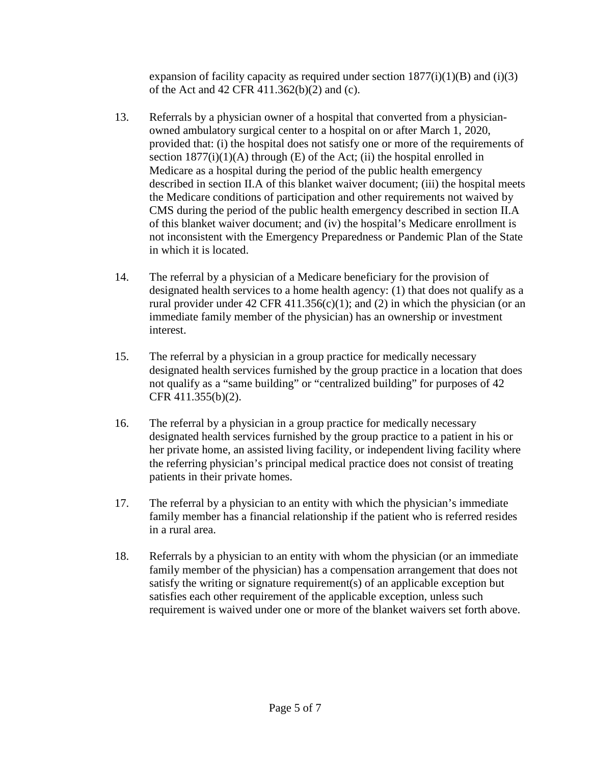expansion of facility capacity as required under section 1877(i)(1)(B) and (i)(3) of the Act and 42 CFR 411.362(b)(2) and (c).

13. Referrals by a physician owner of a hospital that converted from a physician-owned ambulatory surgical center to a hospital on or after March 1, 2020, provided that: (i) the hospital does not satisfy one or more of the requirements of section 1877(i)(1)(A) through (E) of the Act; (ii) the hospital enrolled in Medicare as a hospital during the period of the public health emergency described in section II.A of this blanket waiver document; (iii) the hospital meets the Medicare conditions of participation and other requirements not waived by CMS during the period of the public health emergency described in section II.A of this blanket waiver document; and (iv) the hospital's Medicare enrollment is not inconsistent with the Emergency Preparedness or Pandemic Plan of the State in which it is located.

14. The referral by a physician of a Medicare beneficiary for the provision of designated health services to a home health agency: (1) that does not qualify as a rural provider under 42 CFR 411.356(c)(1); and (2) in which the physician (or an immediate family member of the physician) has an ownership or investment interest.

15. The referral by a physician in a group practice for medically necessary designated health services furnished by the group practice in a location that does not qualify as a "same building" or "centralized building" for purposes of 42 CFR 411.355(b)(2).

16. The referral by a physician in a group practice for medically necessary designated health services furnished by the group practice to a patient in his or her private home, an assisted living facility, or independent living facility where the referring physician's principal medical practice does not consist of treating patients in their private homes.

17. The referral by a physician to an entity with which the physician's immediate family member has a financial relationship if the patient who is referred resides in a rural area.

18. Referrals by a physician to an entity with whom the physician (or an immediate family member of the physician) has a compensation arrangement that does not satisfy the writing or signature requirement(s) of an applicable exception but satisfies each other requirement of the applicable exception, unless such requirement is waived under one or more of the blanket waivers set forth above.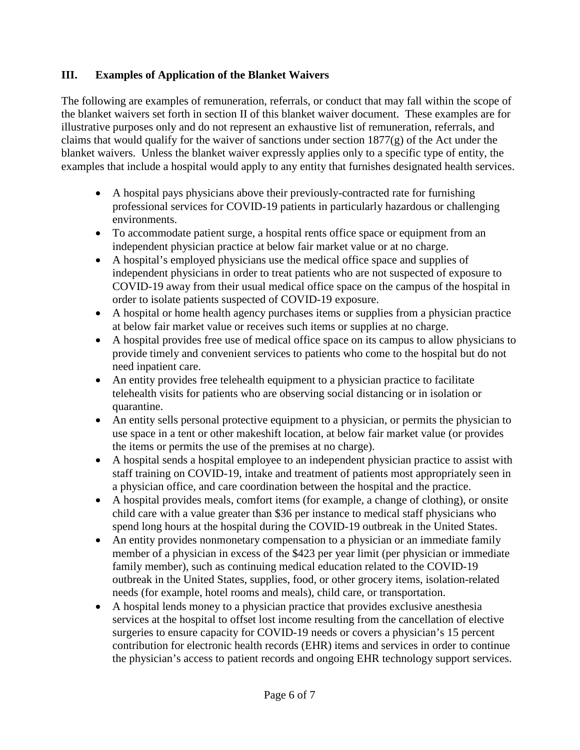## III. Examples of Application of the Blanket Waivers

The following are examples of remuneration, referrals, or conduct that may fall within the scope of the blanket waivers set forth in section II of this blanket waiver document. These examples are for illustrative purposes only and do not represent an exhaustive list of remuneration, referrals, and claims that would qualify for the waiver of sanctions under section 1877(g) of the Act under the blanket waivers. Unless the blanket waiver expressly applies only to a specific type of entity, the examples that include a hospital would apply to any entity that furnishes designated health services.

- A hospital pays physicians above their previously-contracted rate for furnishing professional services for COVID-19 patients in particularly hazardous or challenging environments.
- To accommodate patient surge, a hospital rents office space or equipment from an independent physician practice at below fair market value or at no charge.
- A hospital's employed physicians use the medical office space and supplies of independent physicians in order to treat patients who are not suspected of exposure to COVID-19 away from their usual medical office space on the campus of the hospital in order to isolate patients suspected of COVID-19 exposure.
- A hospital or home health agency purchases items or supplies from a physician practice at below fair market value or receives such items or supplies at no charge.
- A hospital provides free use of medical office space on its campus to allow physicians to provide timely and convenient services to patients who come to the hospital but do not need inpatient care.
- An entity provides free telehealth equipment to a physician practice to facilitate telehealth visits for patients who are observing social distancing or in isolation or quarantine.
- An entity sells personal protective equipment to a physician, or permits the physician to use space in a tent or other makeshift location, at below fair market value (or provides the items or permits the use of the premises at no charge).
- A hospital sends a hospital employee to an independent physician practice to assist with staff training on COVID-19, intake and treatment of patients most appropriately seen in a physician office, and care coordination between the hospital and the practice.
- A hospital provides meals, comfort items (for example, a change of clothing), or onsite child care with a value greater than $36 per instance to medical staff physicians who spend long hours at the hospital during the COVID-19 outbreak in the United States.
- An entity provides nonmonetary compensation to a physician or an immediate family member of a physician in excess of the $423 per year limit (per physician or immediate family member), such as continuing medical education related to the COVID-19 outbreak in the United States, supplies, food, or other grocery items, isolation-related needs (for example, hotel rooms and meals), child care, or transportation.
- A hospital lends money to a physician practice that provides exclusive anesthesia services at the hospital to offset lost income resulting from the cancellation of elective surgeries to ensure capacity for COVID-19 needs or covers a physician's 15 percent contribution for electronic health records (EHR) items and services in order to continue the physician's access to patient records and ongoing EHR technology support services.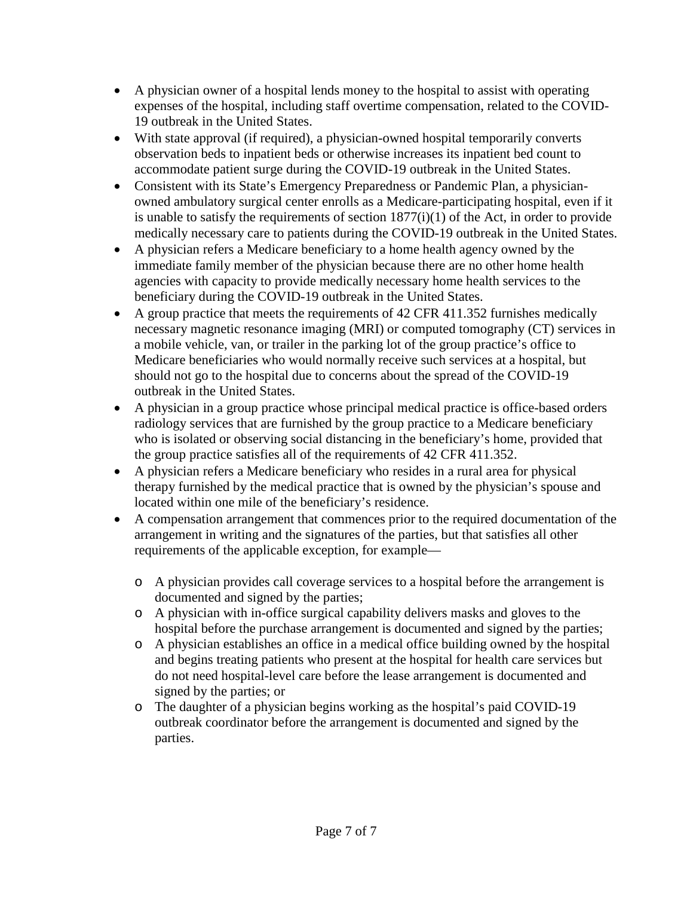- A physician owner of a hospital lends money to the hospital to assist with operating expenses of the hospital, including staff overtime compensation, related to the COVID-19 outbreak in the United States.
- With state approval (if required), a physician-owned hospital temporarily converts observation beds to inpatient beds or otherwise increases its inpatient bed count to accommodate patient surge during the COVID-19 outbreak in the United States.
- Consistent with its State's Emergency Preparedness or Pandemic Plan, a physician-owned ambulatory surgical center enrolls as a Medicare-participating hospital, even if it is unable to satisfy the requirements of section 1877(i)(1) of the Act, in order to provide medically necessary care to patients during the COVID-19 outbreak in the United States.
- A physician refers a Medicare beneficiary to a home health agency owned by the immediate family member of the physician because there are no other home health agencies with capacity to provide medically necessary home health services to the beneficiary during the COVID-19 outbreak in the United States.
- A group practice that meets the requirements of 42 CFR 411.352 furnishes medically necessary magnetic resonance imaging (MRI) or computed tomography (CT) services in a mobile vehicle, van, or trailer in the parking lot of the group practice's office to Medicare beneficiaries who would normally receive such services at a hospital, but should not go to the hospital due to concerns about the spread of the COVID-19 outbreak in the United States.
- A physician in a group practice whose principal medical practice is office-based orders radiology services that are furnished by the group practice to a Medicare beneficiary who is isolated or observing social distancing in the beneficiary's home, provided that the group practice satisfies all of the requirements of 42 CFR 411.352.
- A physician refers a Medicare beneficiary who resides in a rural area for physical therapy furnished by the medical practice that is owned by the physician's spouse and located within one mile of the beneficiary's residence.
- A compensation arrangement that commences prior to the required documentation of the arrangement in writing and the signatures of the parties, but that satisfies all other requirements of the applicable exception, for example—
  - A physician provides call coverage services to a hospital before the arrangement is documented and signed by the parties;
  - A physician with in-office surgical capability delivers masks and gloves to the hospital before the purchase arrangement is documented and signed by the parties;
  - A physician establishes an office in a medical office building owned by the hospital and begins treating patients who present at the hospital for health care services but do not need hospital-level care before the lease arrangement is documented and signed by the parties; or
  - The daughter of a physician begins working as the hospital's paid COVID-19 outbreak coordinator before the arrangement is documented and signed by the parties.